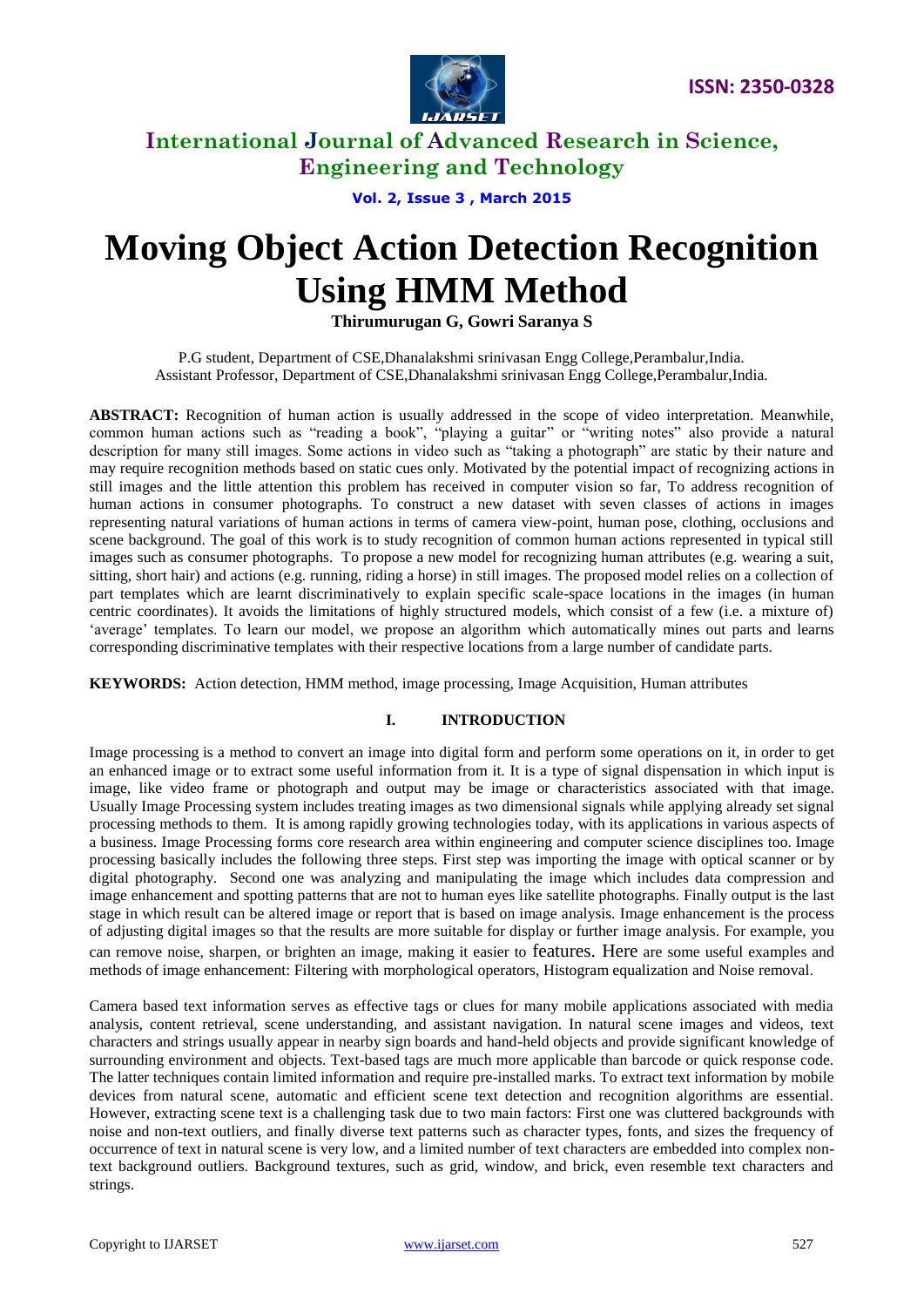# Moving Object Action Detection Recognition Using HMM Method

**Thirumurugan G, Gowri Saranya S**

P.G student, Department of CSE,Dhanalakshmi srinivasan Engg College,Perambalur,India.
Assistant Professor, Department of CSE,Dhanalakshmi srinivasan Engg College,Perambalur,India.

**ABSTRACT:** Recognition of human action is usually addressed in the scope of video interpretation. Meanwhile, common human actions such as "reading a book", "playing a guitar" or "writing notes" also provide a natural description for many still images. Some actions in video such as "taking a photograph" are static by their nature and may require recognition methods based on static cues only. Motivated by the potential impact of recognizing actions in still images and the little attention this problem has received in computer vision so far, To address recognition of human actions in consumer photographs. To construct a new dataset with seven classes of actions in images representing natural variations of human actions in terms of camera view-point, human pose, clothing, occlusions and scene background. The goal of this work is to study recognition of common human actions represented in typical still images such as consumer photographs. To propose a new model for recognizing human attributes (e.g. wearing a suit, sitting, short hair) and actions (e.g. running, riding a horse) in still images. The proposed model relies on a collection of part templates which are learnt discriminatively to explain specific scale-space locations in the images (in human centric coordinates). It avoids the limitations of highly structured models, which consist of a few (i.e. a mixture of) 'average' templates. To learn our model, we propose an algorithm which automatically mines out parts and learns corresponding discriminative templates with their respective locations from a large number of candidate parts.

**KEYWORDS:** Action detection, HMM method, image processing, Image Acquisition, Human attributes

## I. INTRODUCTION

Image processing is a method to convert an image into digital form and perform some operations on it, in order to get an enhanced image or to extract some useful information from it. It is a type of signal dispensation in which input is image, like video frame or photograph and output may be image or characteristics associated with that image. Usually Image Processing system includes treating images as two dimensional signals while applying already set signal processing methods to them. It is among rapidly growing technologies today, with its applications in various aspects of a business. Image Processing forms core research area within engineering and computer science disciplines too. Image processing basically includes the following three steps. First step was importing the image with optical scanner or by digital photography. Second one was analyzing and manipulating the image which includes data compression and image enhancement and spotting patterns that are not to human eyes like satellite photographs. Finally output is the last stage in which result can be altered image or report that is based on image analysis. Image enhancement is the process of adjusting digital images so that the results are more suitable for display or further image analysis. For example, you can remove noise, sharpen, or brighten an image, making it easier to features. Here are some useful examples and methods of image enhancement: Filtering with morphological operators, Histogram equalization and Noise removal.

Camera based text information serves as effective tags or clues for many mobile applications associated with media analysis, content retrieval, scene understanding, and assistant navigation. In natural scene images and videos, text characters and strings usually appear in nearby sign boards and hand-held objects and provide significant knowledge of surrounding environment and objects. Text-based tags are much more applicable than barcode or quick response code. The latter techniques contain limited information and require pre-installed marks. To extract text information by mobile devices from natural scene, automatic and efficient scene text detection and recognition algorithms are essential. However, extracting scene text is a challenging task due to two main factors: First one was cluttered backgrounds with noise and non-text outliers, and finally diverse text patterns such as character types, fonts, and sizes the frequency of occurrence of text in natural scene is very low, and a limited number of text characters are embedded into complex non-text background outliers. Background textures, such as grid, window, and brick, even resemble text characters and strings.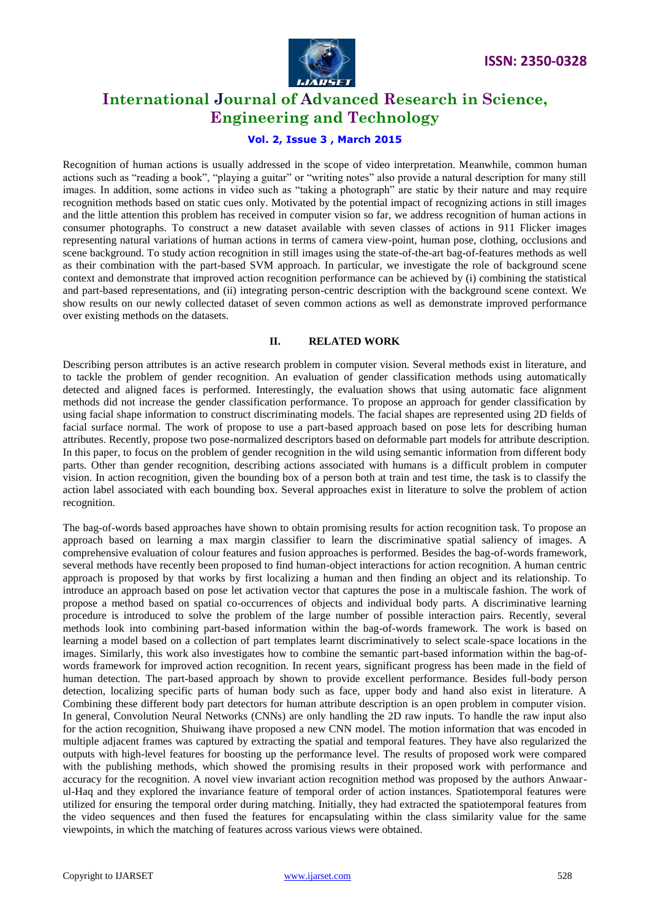Recognition of human actions is usually addressed in the scope of video interpretation. Meanwhile, common human actions such as "reading a book", "playing a guitar" or "writing notes" also provide a natural description for many still images. In addition, some actions in video such as "taking a photograph" are static by their nature and may require recognition methods based on static cues only. Motivated by the potential impact of recognizing actions in still images and the little attention this problem has received in computer vision so far, we address recognition of human actions in consumer photographs. To construct a new dataset available with seven classes of actions in 911 Flicker images representing natural variations of human actions in terms of camera view-point, human pose, clothing, occlusions and scene background. To study action recognition in still images using the state-of-the-art bag-of-features methods as well as their combination with the part-based SVM approach. In particular, we investigate the role of background scene context and demonstrate that improved action recognition performance can be achieved by (i) combining the statistical and part-based representations, and (ii) integrating person-centric description with the background scene context. We show results on our newly collected dataset of seven common actions as well as demonstrate improved performance over existing methods on the datasets.

## II. RELATED WORK

Describing person attributes is an active research problem in computer vision. Several methods exist in literature, and to tackle the problem of gender recognition. An evaluation of gender classification methods using automatically detected and aligned faces is performed. Interestingly, the evaluation shows that using automatic face alignment methods did not increase the gender classification performance. To propose an approach for gender classification by using facial shape information to construct discriminating models. The facial shapes are represented using 2D fields of facial surface normal. The work of propose to use a part-based approach based on pose lets for describing human attributes. Recently, propose two pose-normalized descriptors based on deformable part models for attribute description. In this paper, to focus on the problem of gender recognition in the wild using semantic information from different body parts. Other than gender recognition, describing actions associated with humans is a difficult problem in computer vision. In action recognition, given the bounding box of a person both at train and test time, the task is to classify the action label associated with each bounding box. Several approaches exist in literature to solve the problem of action recognition.

The bag-of-words based approaches have shown to obtain promising results for action recognition task. To propose an approach based on learning a max margin classifier to learn the discriminative spatial saliency of images. A comprehensive evaluation of colour features and fusion approaches is performed. Besides the bag-of-words framework, several methods have recently been proposed to find human-object interactions for action recognition. A human centric approach is proposed by that works by first localizing a human and then finding an object and its relationship. To introduce an approach based on pose let activation vector that captures the pose in a multiscale fashion. The work of propose a method based on spatial co-occurrences of objects and individual body parts. A discriminative learning procedure is introduced to solve the problem of the large number of possible interaction pairs. Recently, several methods look into combining part-based information within the bag-of-words framework. The work is based on learning a model based on a collection of part templates learnt discriminatively to select scale-space locations in the images. Similarly, this work also investigates how to combine the semantic part-based information within the bag-of-words framework for improved action recognition. In recent years, significant progress has been made in the field of human detection. The part-based approach by shown to provide excellent performance. Besides full-body person detection, localizing specific parts of human body such as face, upper body and hand also exist in literature. A Combining these different body part detectors for human attribute description is an open problem in computer vision. In general, Convolution Neural Networks (CNNs) are only handling the 2D raw inputs. To handle the raw input also for the action recognition, Shuiwang ihave proposed a new CNN model. The motion information that was encoded in multiple adjacent frames was captured by extracting the spatial and temporal features. They have also regularized the outputs with high-level features for boosting up the performance level. The results of proposed work were compared with the publishing methods, which showed the promising results in their proposed work with performance and accuracy for the recognition. A novel view invariant action recognition method was proposed by the authors Anwaar-ul-Haq and they explored the invariance feature of temporal order of action instances. Spatiotemporal features were utilized for ensuring the temporal order during matching. Initially, they had extracted the spatiotemporal features from the video sequences and then fused the features for encapsulating within the class similarity value for the same viewpoints, in which the matching of features across various views were obtained.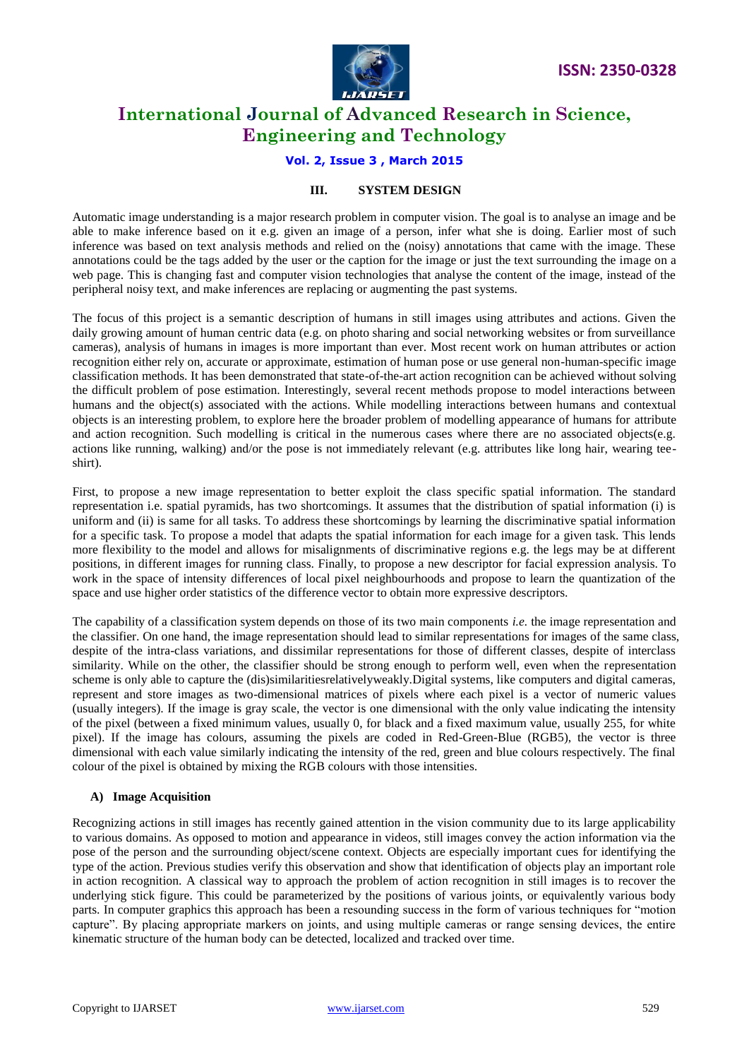## III. SYSTEM DESIGN

Automatic image understanding is a major research problem in computer vision. The goal is to analyse an image and be able to make inference based on it e.g. given an image of a person, infer what she is doing. Earlier most of such inference was based on text analysis methods and relied on the (noisy) annotations that came with the image. These annotations could be the tags added by the user or the caption for the image or just the text surrounding the image on a web page. This is changing fast and computer vision technologies that analyse the content of the image, instead of the peripheral noisy text, and make inferences are replacing or augmenting the past systems.

The focus of this project is a semantic description of humans in still images using attributes and actions. Given the daily growing amount of human centric data (e.g. on photo sharing and social networking websites or from surveillance cameras), analysis of humans in images is more important than ever. Most recent work on human attributes or action recognition either rely on, accurate or approximate, estimation of human pose or use general non-human-specific image classification methods. It has been demonstrated that state-of-the-art action recognition can be achieved without solving the difficult problem of pose estimation. Interestingly, several recent methods propose to model interactions between humans and the object(s) associated with the actions. While modelling interactions between humans and contextual objects is an interesting problem, to explore here the broader problem of modelling appearance of humans for attribute and action recognition. Such modelling is critical in the numerous cases where there are no associated objects(e.g. actions like running, walking) and/or the pose is not immediately relevant (e.g. attributes like long hair, wearing tee-shirt).

First, to propose a new image representation to better exploit the class specific spatial information. The standard representation i.e. spatial pyramids, has two shortcomings. It assumes that the distribution of spatial information (i) is uniform and (ii) is same for all tasks. To address these shortcomings by learning the discriminative spatial information for a specific task. To propose a model that adapts the spatial information for each image for a given task. This lends more flexibility to the model and allows for misalignments of discriminative regions e.g. the legs may be at different positions, in different images for running class. Finally, to propose a new descriptor for facial expression analysis. To work in the space of intensity differences of local pixel neighbourhoods and propose to learn the quantization of the space and use higher order statistics of the difference vector to obtain more expressive descriptors.

The capability of a classification system depends on those of its two main components *i.e.* the image representation and the classifier. On one hand, the image representation should lead to similar representations for images of the same class, despite of the intra-class variations, and dissimilar representations for those of different classes, despite of interclass similarity. While on the other, the classifier should be strong enough to perform well, even when the representation scheme is only able to capture the (dis)similaritiesrelativelyweakly.Digital systems, like computers and digital cameras, represent and store images as two-dimensional matrices of pixels where each pixel is a vector of numeric values (usually integers). If the image is gray scale, the vector is one dimensional with the only value indicating the intensity of the pixel (between a fixed minimum values, usually 0, for black and a fixed maximum value, usually 255, for white pixel). If the image has colours, assuming the pixels are coded in Red-Green-Blue (RGB5), the vector is three dimensional with each value similarly indicating the intensity of the red, green and blue colours respectively. The final colour of the pixel is obtained by mixing the RGB colours with those intensities.

### A) Image Acquisition

Recognizing actions in still images has recently gained attention in the vision community due to its large applicability to various domains. As opposed to motion and appearance in videos, still images convey the action information via the pose of the person and the surrounding object/scene context. Objects are especially important cues for identifying the type of the action. Previous studies verify this observation and show that identification of objects play an important role in action recognition. A classical way to approach the problem of action recognition in still images is to recover the underlying stick figure. This could be parameterized by the positions of various joints, or equivalently various body parts. In computer graphics this approach has been a resounding success in the form of various techniques for "motion capture". By placing appropriate markers on joints, and using multiple cameras or range sensing devices, the entire kinematic structure of the human body can be detected, localized and tracked over time.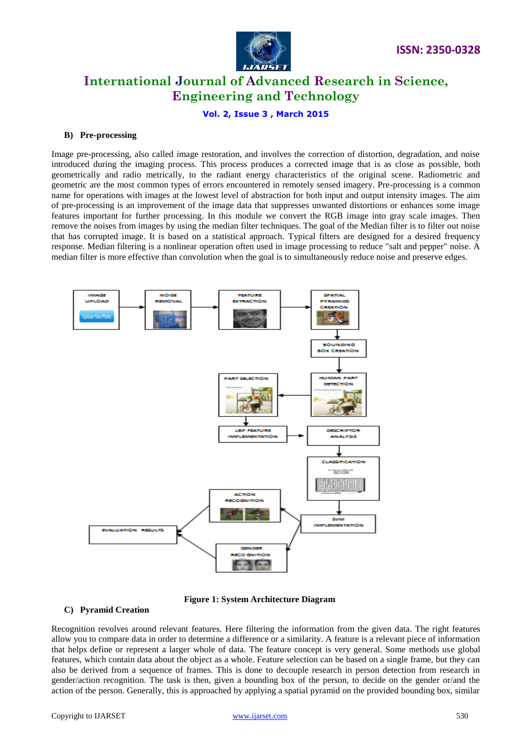### B) Pre-processing

Image pre-processing, also called image restoration, and involves the correction of distortion, degradation, and noise introduced during the imaging process. This process produces a corrected image that is as close as possible, both geometrically and radio metrically, to the radiant energy characteristics of the original scene. Radiometric and geometric are the most common types of errors encountered in remotely sensed imagery. Pre-processing is a common name for operations with images at the lowest level of abstraction for both input and output intensity images. The aim of pre-processing is an improvement of the image data that suppresses unwanted distortions or enhances some image features important for further processing. In this module we convert the RGB image into gray scale images. Then remove the noises from images by using the median filter techniques. The goal of the Median filter is to filter out noise that has corrupted image. It is based on a statistical approach. Typical filters are designed for a desired frequency response. Median filtering is a nonlinear operation often used in image processing to reduce "salt and pepper" noise. A median filter is more effective than convolution when the goal is to simultaneously reduce noise and preserve edges.

**Figure 1: System Architecture Diagram**

### C) Pyramid Creation

Recognition revolves around relevant features. Here filtering the information from the given data. The right features allow you to compare data in order to determine a difference or a similarity. A feature is a relevant piece of information that helps define or represent a larger whole of data. The feature concept is very general. Some methods use global features, which contain data about the object as a whole. Feature selection can be based on a single frame, but they can also be derived from a sequence of frames. This is done to decouple research in person detection from research in gender/action recognition. The task is then, given a bounding box of the person, to decide on the gender or/and the action of the person. Generally, this is approached by applying a spatial pyramid on the provided bounding box, similar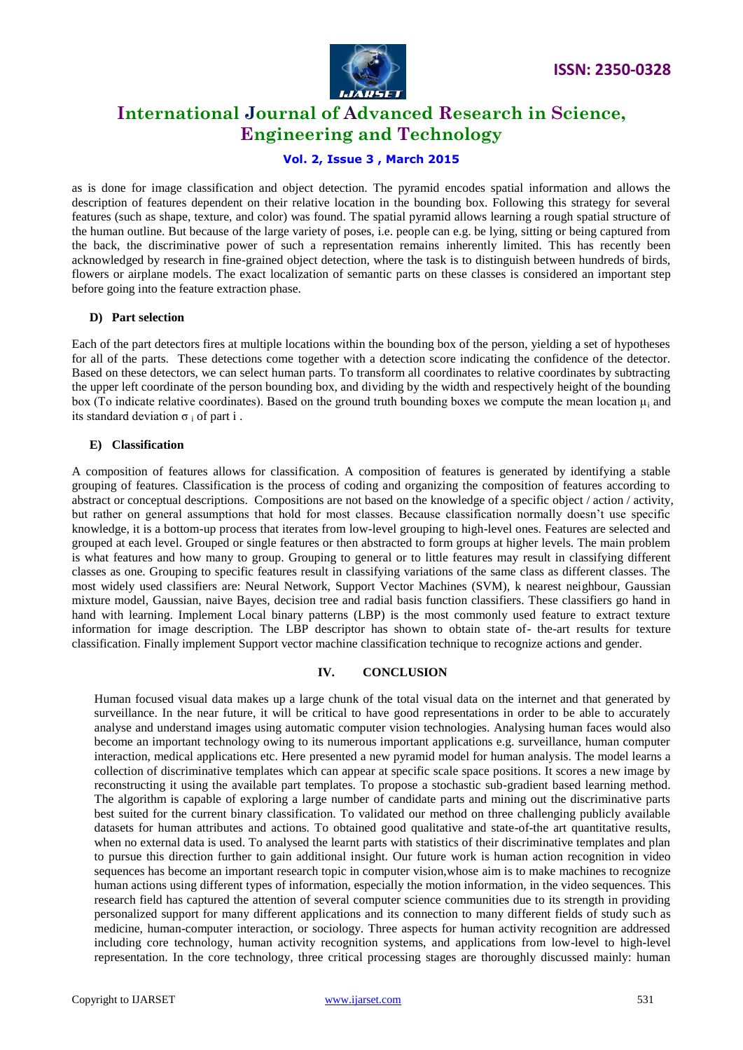as is done for image classification and object detection. The pyramid encodes spatial information and allows the description of features dependent on their relative location in the bounding box. Following this strategy for several features (such as shape, texture, and color) was found. The spatial pyramid allows learning a rough spatial structure of the human outline. But because of the large variety of poses, i.e. people can e.g. be lying, sitting or being captured from the back, the discriminative power of such a representation remains inherently limited. This has recently been acknowledged by research in fine-grained object detection, where the task is to distinguish between hundreds of birds, flowers or airplane models. The exact localization of semantic parts on these classes is considered an important step before going into the feature extraction phase.

### D) Part selection

Each of the part detectors fires at multiple locations within the bounding box of the person, yielding a set of hypotheses for all of the parts. These detections come together with a detection score indicating the confidence of the detector. Based on these detectors, we can select human parts. To transform all coordinates to relative coordinates by subtracting the upper left coordinate of the person bounding box, and dividing by the width and respectively height of the bounding box (To indicate relative coordinates). Based on the ground truth bounding boxes we compute the mean location $\mu_i$ and its standard deviation $\sigma_i$ of part i .

### E) Classification

A composition of features allows for classification. A composition of features is generated by identifying a stable grouping of features. Classification is the process of coding and organizing the composition of features according to abstract or conceptual descriptions. Compositions are not based on the knowledge of a specific object / action / activity, but rather on general assumptions that hold for most classes. Because classification normally doesn't use specific knowledge, it is a bottom-up process that iterates from low-level grouping to high-level ones. Features are selected and grouped at each level. Grouped or single features or then abstracted to form groups at higher levels. The main problem is what features and how many to group. Grouping to general or to little features may result in classifying different classes as one. Grouping to specific features result in classifying variations of the same class as different classes. The most widely used classifiers are: Neural Network, Support Vector Machines (SVM), k nearest neighbour, Gaussian mixture model, Gaussian, naive Bayes, decision tree and radial basis function classifiers. These classifiers go hand in hand with learning. Implement Local binary patterns (LBP) is the most commonly used feature to extract texture information for image description. The LBP descriptor has shown to obtain state of- the-art results for texture classification. Finally implement Support vector machine classification technique to recognize actions and gender.

## IV. CONCLUSION

Human focused visual data makes up a large chunk of the total visual data on the internet and that generated by surveillance. In the near future, it will be critical to have good representations in order to be able to accurately analyse and understand images using automatic computer vision technologies. Analysing human faces would also become an important technology owing to its numerous important applications e.g. surveillance, human computer interaction, medical applications etc. Here presented a new pyramid model for human analysis. The model learns a collection of discriminative templates which can appear at specific scale space positions. It scores a new image by reconstructing it using the available part templates. To propose a stochastic sub-gradient based learning method. The algorithm is capable of exploring a large number of candidate parts and mining out the discriminative parts best suited for the current binary classification. To validated our method on three challenging publicly available datasets for human attributes and actions. To obtained good qualitative and state-of-the art quantitative results, when no external data is used. To analysed the learnt parts with statistics of their discriminative templates and plan to pursue this direction further to gain additional insight. Our future work is human action recognition in video sequences has become an important research topic in computer vision,whose aim is to make machines to recognize human actions using different types of information, especially the motion information, in the video sequences. This research field has captured the attention of several computer science communities due to its strength in providing personalized support for many different applications and its connection to many different fields of study such as medicine, human-computer interaction, or sociology. Three aspects for human activity recognition are addressed including core technology, human activity recognition systems, and applications from low-level to high-level representation. In the core technology, three critical processing stages are thoroughly discussed mainly: human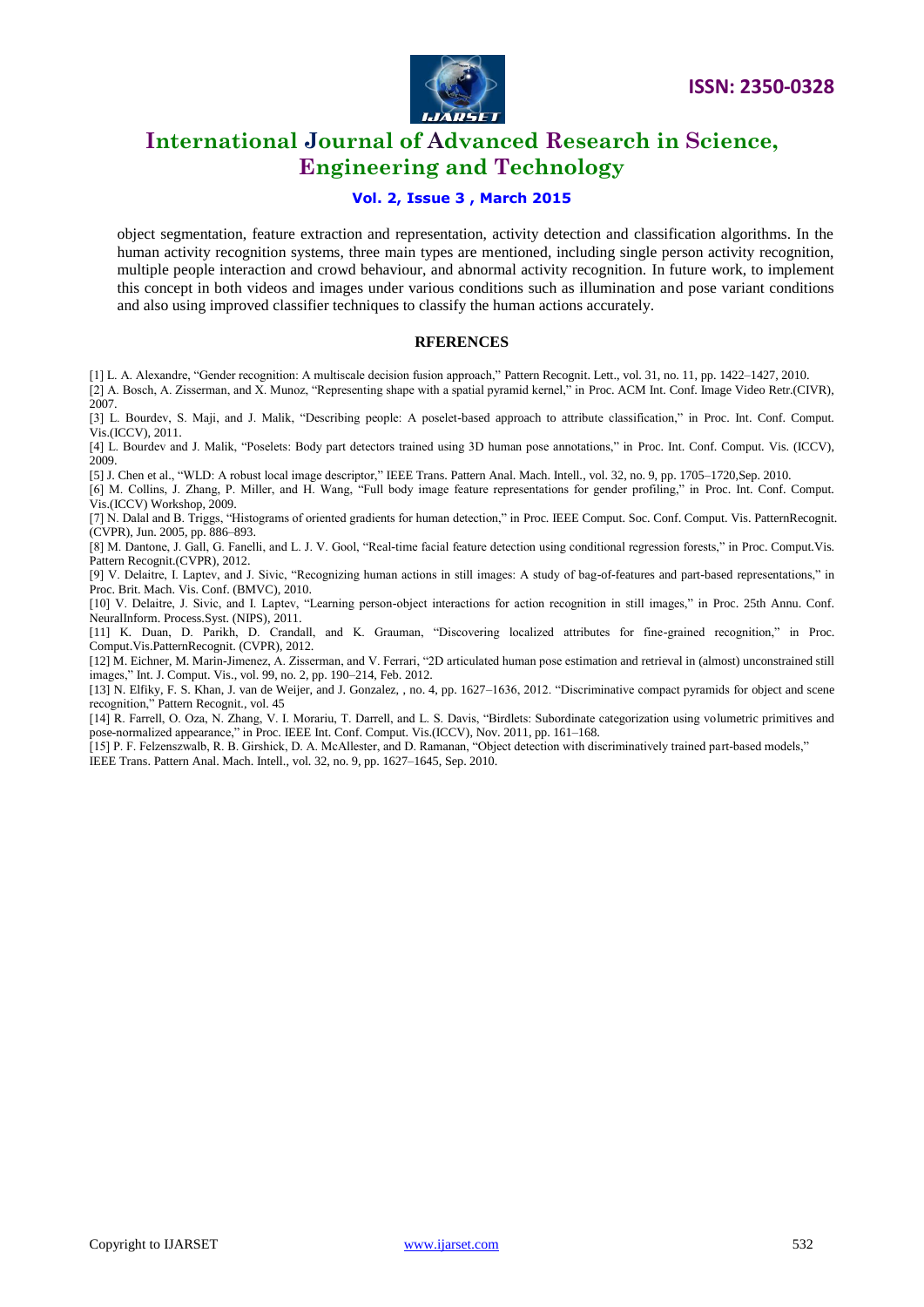object segmentation, feature extraction and representation, activity detection and classification algorithms. In the human activity recognition systems, three main types are mentioned, including single person activity recognition, multiple people interaction and crowd behaviour, and abnormal activity recognition. In future work, to implement this concept in both videos and images under various conditions such as illumination and pose variant conditions and also using improved classifier techniques to classify the human actions accurately.

## RFERENCES

[1] L. A. Alexandre, "Gender recognition: A multiscale decision fusion approach," Pattern Recognit. Lett., vol. 31, no. 11, pp. 1422–1427, 2010.

[2] A. Bosch, A. Zisserman, and X. Munoz, "Representing shape with a spatial pyramid kernel," in Proc. ACM Int. Conf. Image Video Retr.(CIVR), 2007.

[3] L. Bourdev, S. Maji, and J. Malik, "Describing people: A poselet-based approach to attribute classification," in Proc. Int. Conf. Comput. Vis.(ICCV), 2011.

[4] L. Bourdev and J. Malik, "Poselets: Body part detectors trained using 3D human pose annotations," in Proc. Int. Conf. Comput. Vis. (ICCV), 2009.

[5] J. Chen et al., "WLD: A robust local image descriptor," IEEE Trans. Pattern Anal. Mach. Intell., vol. 32, no. 9, pp. 1705–1720,Sep. 2010.

[6] M. Collins, J. Zhang, P. Miller, and H. Wang, "Full body image feature representations for gender profiling," in Proc. Int. Conf. Comput. Vis.(ICCV) Workshop, 2009.

[7] N. Dalal and B. Triggs, "Histograms of oriented gradients for human detection," in Proc. IEEE Comput. Soc. Conf. Comput. Vis. PatternRecognit. (CVPR), Jun. 2005, pp. 886–893.

[8] M. Dantone, J. Gall, G. Fanelli, and L. J. V. Gool, "Real-time facial feature detection using conditional regression forests," in Proc. Comput.Vis. Pattern Recognit.(CVPR), 2012.

[9] V. Delaitre, I. Laptev, and J. Sivic, "Recognizing human actions in still images: A study of bag-of-features and part-based representations," in Proc. Brit. Mach. Vis. Conf. (BMVC), 2010.

[10] V. Delaitre, J. Sivic, and I. Laptev, "Learning person-object interactions for action recognition in still images," in Proc. 25th Annu. Conf. NeuralInform. Process.Syst. (NIPS), 2011.

[11] K. Duan, D. Parikh, D. Crandall, and K. Grauman, "Discovering localized attributes for fine-grained recognition," in Proc. Comput.Vis.PatternRecognit. (CVPR), 2012.

[12] M. Eichner, M. Marin-Jimenez, A. Zisserman, and V. Ferrari, "2D articulated human pose estimation and retrieval in (almost) unconstrained still images," Int. J. Comput. Vis., vol. 99, no. 2, pp. 190–214, Feb. 2012.

[13] N. Elfiky, F. S. Khan, J. van de Weijer, and J. Gonzalez, , no. 4, pp. 1627–1636, 2012. "Discriminative compact pyramids for object and scene recognition," Pattern Recognit., vol. 45

[14] R. Farrell, O. Oza, N. Zhang, V. I. Morariu, T. Darrell, and L. S. Davis, "Birdlets: Subordinate categorization using volumetric primitives and pose-normalized appearance," in Proc. IEEE Int. Conf. Comput. Vis.(ICCV), Nov. 2011, pp. 161–168.

[15] P. F. Felzenszwalb, R. B. Girshick, D. A. McAllester, and D. Ramanan, "Object detection with discriminatively trained part-based models," IEEE Trans. Pattern Anal. Mach. Intell., vol. 32, no. 9, pp. 1627–1645, Sep. 2010.